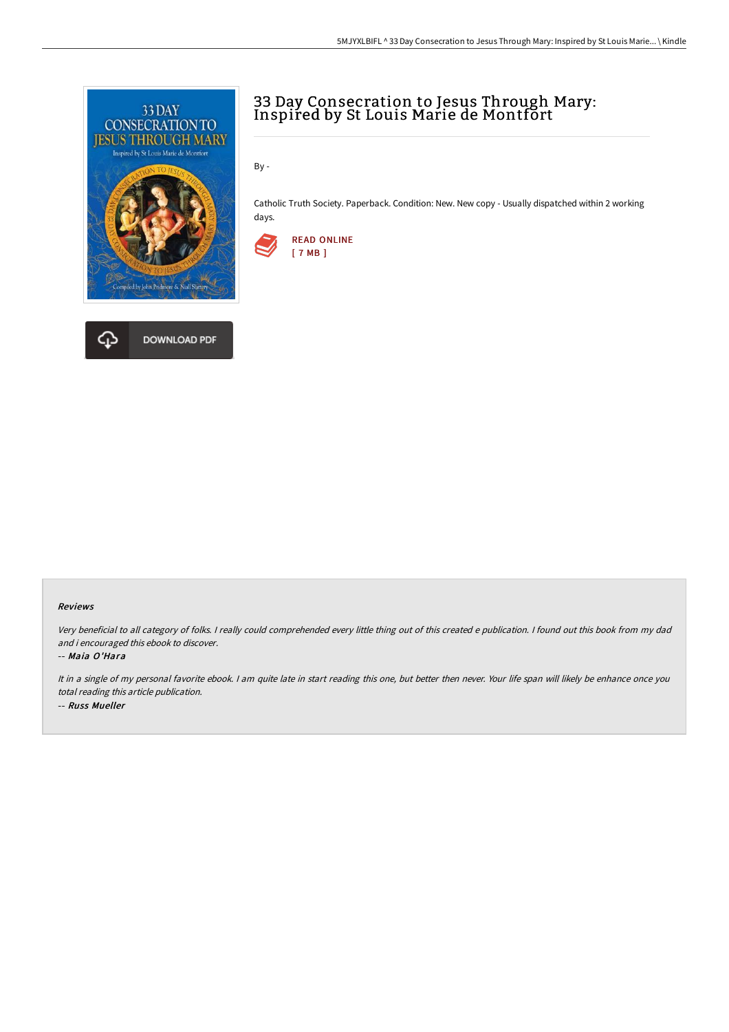# 33 Day Consecration to Jesus Through Mary: Inspired by St Louis Marie de Montfort

By -

Catholic Truth Society. Paperback. Condition: New. New copy - Usually dispatched within 2 working days.

READ ONLINE
[ 7 MB ]

DOWNLOAD PDF

### Reviews

*Very beneficial to all category of folks. I really could comprehended every little thing out of this created e publication. I found out this book from my dad and i encouraged this ebook to discover.*

-- *Maia O'Hara*

*It in a single of my personal favorite ebook. I am quite late in start reading this one, but better then never. Your life span will likely be enhance once you total reading this article publication.*

-- *Russ Mueller*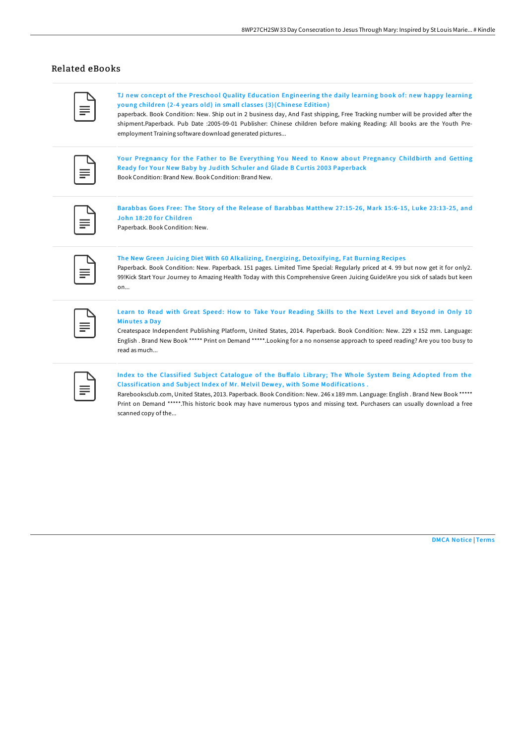## Related eBooks

**TJ new concept of the Preschool Quality Education Engineering the daily learning book of: new happy learning young children (2-4 years old) in small classes (3)(Chinese Edition)**

paperback. Book Condition: New. Ship out in 2 business day, And Fast shipping, Free Tracking number will be provided after the shipment.Paperback. Pub Date :2005-09-01 Publisher: Chinese children before making Reading: All books are the Youth Pre-employment Training software download generated pictures...

**Your Pregnancy for the Father to Be Everything You Need to Know about Pregnancy Childbirth and Getting Ready for Your New Baby by Judith Schuler and Glade B Curtis 2003 Paperback**

Book Condition: Brand New. Book Condition: Brand New.

**Barabbas Goes Free: The Story of the Release of Barabbas Matthew 27:15-26, Mark 15:6-15, Luke 23:13-25, and John 18:20 for Children**

Paperback. Book Condition: New.

**The New Green Juicing Diet With 60 Alkalizing, Energizing, Detoxifying, Fat Burning Recipes**

Paperback. Book Condition: New. Paperback. 151 pages. Limited Time Special: Regularly priced at 4. 99 but now get it for only2. 99!Kick Start Your Journey to Amazing Health Today with this Comprehensive Green Juicing Guide!Are you sick of salads but keen on...

**Learn to Read with Great Speed: How to Take Your Reading Skills to the Next Level and Beyond in Only 10 Minutes a Day**

Createspace Independent Publishing Platform, United States, 2014. Paperback. Book Condition: New. 229 x 152 mm. Language: English . Brand New Book ***** Print on Demand *****.Looking for a no nonsense approach to speed reading? Are you too busy to read as much...

**Index to the Classified Subject Catalogue of the Buffalo Library; The Whole System Being Adopted from the Classification and Subject Index of Mr. Melvil Dewey, with Some Modifications .**

Rarebooksclub.com, United States, 2013. Paperback. Book Condition: New. 246 x 189 mm. Language: English . Brand New Book ***** Print on Demand *****.This historic book may have numerous typos and missing text. Purchasers can usually download a free scanned copy of the...

DMCA Notice | Terms